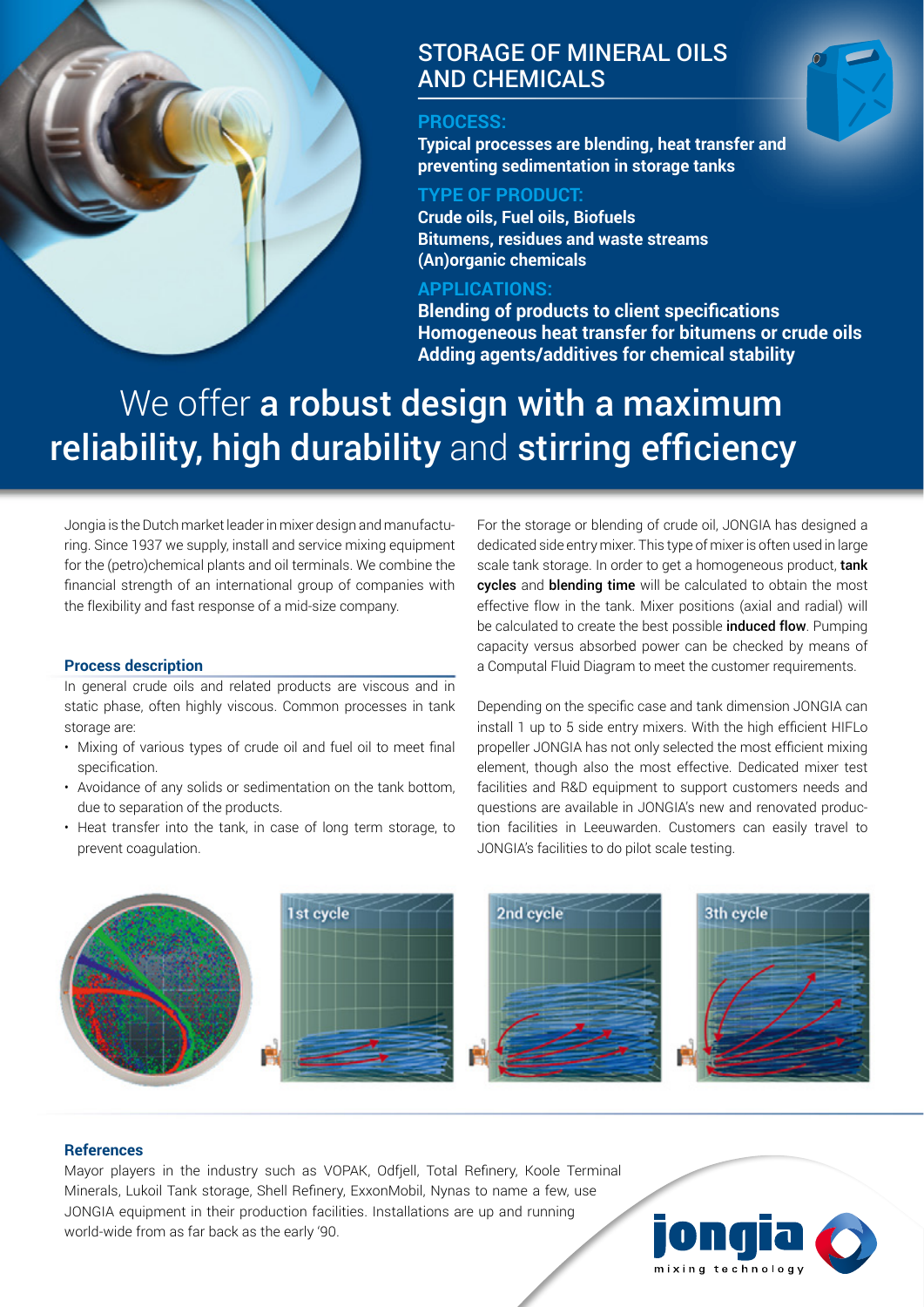# STORAGE OF MINERAL OILS AND CHEMICALS

**PROCESS:**

**Typical processes are blending, heat transfer and preventing sedimentation in storage tanks**

**TYPE OF PRODUCT:**

**Crude oils, Fuel oils, Biofuels**
**Bitumens, residues and waste streams**
**(An)organic chemicals**

**APPLICATIONS:**

**Blending of products to client specifications**
**Homogeneous heat transfer for bitumens or crude oils**
**Adding agents/additives for chemical stability**

## We offer **a robust design with a maximum reliability, high durability** and **stirring efficiency**

Jongia is the Dutch market leader in mixer design and manufacturing. Since 1937 we supply, install and service mixing equipment for the (petro)chemical plants and oil terminals. We combine the financial strength of an international group of companies with the flexibility and fast response of a mid-size company.

### Process description

In general crude oils and related products are viscous and in static phase, often highly viscous. Common processes in tank storage are:

- Mixing of various types of crude oil and fuel oil to meet final specification.
- Avoidance of any solids or sedimentation on the tank bottom, due to separation of the products.
- Heat transfer into the tank, in case of long term storage, to prevent coagulation.

For the storage or blending of crude oil, JONGIA has designed a dedicated side entry mixer. This type of mixer is often used in large scale tank storage. In order to get a homogeneous product, **tank cycles** and **blending time** will be calculated to obtain the most effective flow in the tank. Mixer positions (axial and radial) will be calculated to create the best possible **induced flow**. Pumping capacity versus absorbed power can be checked by means of a Computal Fluid Diagram to meet the customer requirements.

Depending on the specific case and tank dimension JONGIA can install 1 up to 5 side entry mixers. With the high efficient HIFLo propeller JONGIA has not only selected the most efficient mixing element, though also the most effective. Dedicated mixer test facilities and R&D equipment to support customers needs and questions are available in JONGIA's new and renovated production facilities in Leeuwarden. Customers can easily travel to JONGIA's facilities to do pilot scale testing.

1st cycle

2nd cycle

3th cycle

### References

Mayor players in the industry such as VOPAK, Odfjell, Total Refinery, Koole Terminal Minerals, Lukoil Tank storage, Shell Refinery, ExxonMobil, Nynas to name a few, use JONGIA equipment in their production facilities. Installations are up and running world-wide from as far back as the early '90.

jongia mixing technology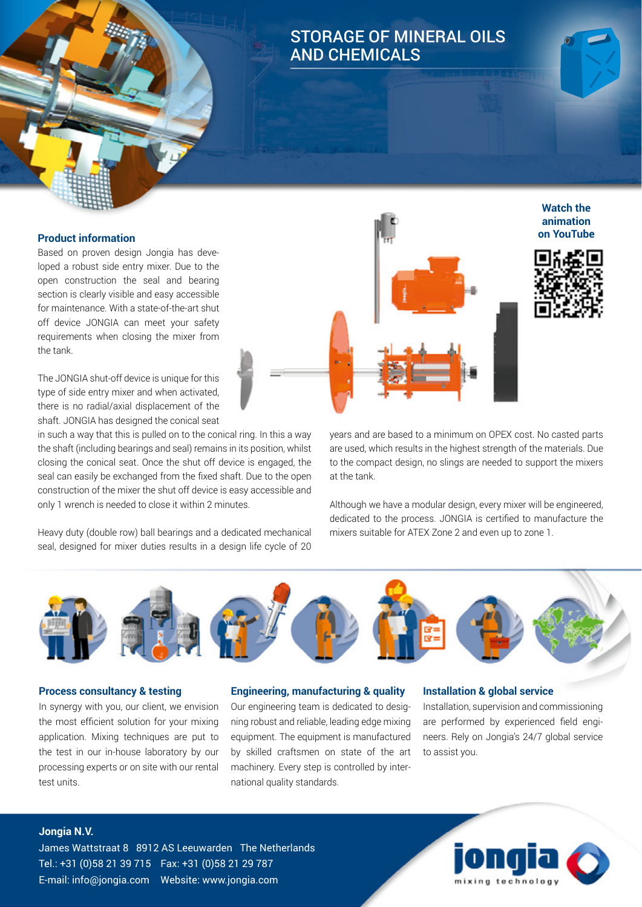# STORAGE OF MINERAL OILS AND CHEMICALS

**Watch the animation on YouTube**

### Product information

Based on proven design Jongia has developed a robust side entry mixer. Due to the open construction the seal and bearing section is clearly visible and easy accessible for maintenance. With a state-of-the-art shut off device JONGIA can meet your safety requirements when closing the mixer from the tank.

The JONGIA shut-off device is unique for this type of side entry mixer and when activated, there is no radial/axial displacement of the shaft. JONGIA has designed the conical seat in such a way that this is pulled on to the conical ring. In this a way the shaft (including bearings and seal) remains in its position, whilst closing the conical seat. Once the shut off device is engaged, the seal can easily be exchanged from the fixed shaft. Due to the open construction of the mixer the shut off device is easy accessible and only 1 wrench is needed to close it within 2 minutes.

Heavy duty (double row) ball bearings and a dedicated mechanical seal, designed for mixer duties results in a design life cycle of 20 years and are based to a minimum on OPEX cost. No casted parts are used, which results in the highest strength of the materials. Due to the compact design, no slings are needed to support the mixers at the tank.

Although we have a modular design, every mixer will be engineered, dedicated to the process. JONGIA is certified to manufacture the mixers suitable for ATEX Zone 2 and even up to zone 1.

### Process consultancy & testing

In synergy with you, our client, we envision the most efficient solution for your mixing application. Mixing techniques are put to the test in our in-house laboratory by our processing experts or on site with our rental test units.

### Engineering, manufacturing & quality

Our engineering team is dedicated to designing robust and reliable, leading edge mixing equipment. The equipment is manufactured by skilled craftsmen on state of the art machinery. Every step is controlled by international quality standards.

### Installation & global service

Installation, supervision and commissioning are performed by experienced field engineers. Rely on Jongia's 24/7 global service to assist you.

**Jongia N.V.**
James Wattstraat 8 8912 AS Leeuwarden The Netherlands
Tel.: +31 (0)58 21 39 715 Fax: +31 (0)58 21 29 787
E-mail: info@jongia.com Website: www.jongia.com

jongia mixing technology